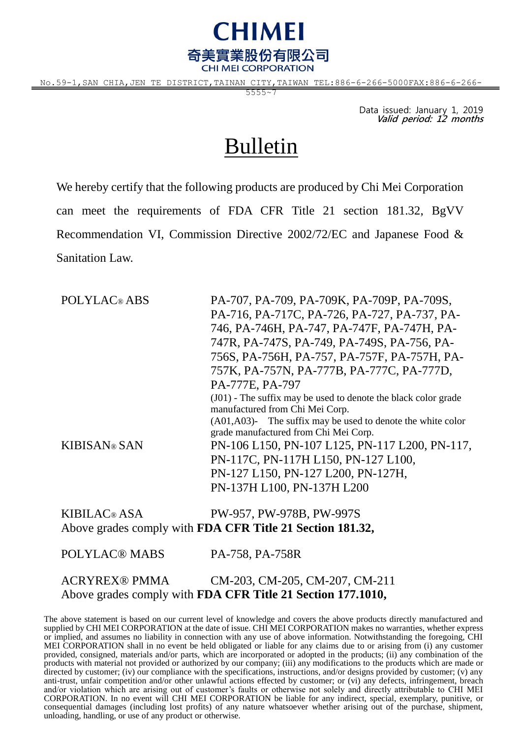# CHIMEI

奇美實業股份有限公司

CHI MEI CORPORATION

No.59-1,SAN CHIA,JEN TE DISTRICT,TAINAN CITY,TAIWAN TEL:886-6-266-5000FAX:886-6-266-5555~7

Data issued: January 1, 2019
*Valid period: 12 months*

# Bulletin

We hereby certify that the following products are produced by Chi Mei Corporation can meet the requirements of FDA CFR Title 21 section 181.32, BgVV Recommendation VI, Commission Directive 2002/72/EC and Japanese Food & Sanitation Law.

| | |
|---|---|
| POLYLAC® ABS | PA-707, PA-709, PA-709K, PA-709P, PA-709S, PA-716, PA-717C, PA-726, PA-727, PA-737, PA-746, PA-746H, PA-747, PA-747F, PA-747H, PA-747R, PA-747S, PA-749, PA-749S, PA-756, PA-756S, PA-756H, PA-757, PA-757F, PA-757H, PA-757K, PA-757N, PA-777B, PA-777C, PA-777D, PA-777E, PA-797<br>(J01) - The suffix may be used to denote the black color grade manufactured from Chi Mei Corp.<br>(A01,A03)- The suffix may be used to denote the white color grade manufactured from Chi Mei Corp. |
| KIBISAN® SAN | PN-106 L150, PN-107 L125, PN-117 L200, PN-117, PN-117C, PN-117H L150, PN-127 L100, PN-127 L150, PN-127 L200, PN-127H, PN-137H L100, PN-137H L200 |
| KIBILAC® ASA | PW-957, PW-978B, PW-997S |

Above grades comply with **FDA CFR Title 21 Section 181.32,**

| | |
|---|---|
| POLYLAC® MABS | PA-758, PA-758R |
| ACRYREX® PMMA | CM-203, CM-205, CM-207, CM-211 |

Above grades comply with **FDA CFR Title 21 Section 177.1010,**

The above statement is based on our current level of knowledge and covers the above products directly manufactured and supplied by CHI MEI CORPORATION at the date of issue. CHI MEI CORPORATION makes no warranties, whether express or implied, and assumes no liability in connection with any use of above information. Notwithstanding the foregoing, CHI MEI CORPORATION shall in no event be held obligated or liable for any claims due to or arising from (i) any customer provided, consigned, materials and/or parts, which are incorporated or adopted in the products; (ii) any combination of the products with material not provided or authorized by our company; (iii) any modifications to the products which are made or directed by customer; (iv) our compliance with the specifications, instructions, and/or designs provided by customer; (v) any anti-trust, unfair competition and/or other unlawful actions effected by customer; or (vi) any defects, infringement, breach and/or violation which are arising out of customer's faults or otherwise not solely and directly attributable to CHI MEI CORPORATION. In no event will CHI MEI CORPORATION be liable for any indirect, special, exemplary, punitive, or consequential damages (including lost profits) of any nature whatsoever whether arising out of the purchase, shipment, unloading, handling, or use of any product or otherwise.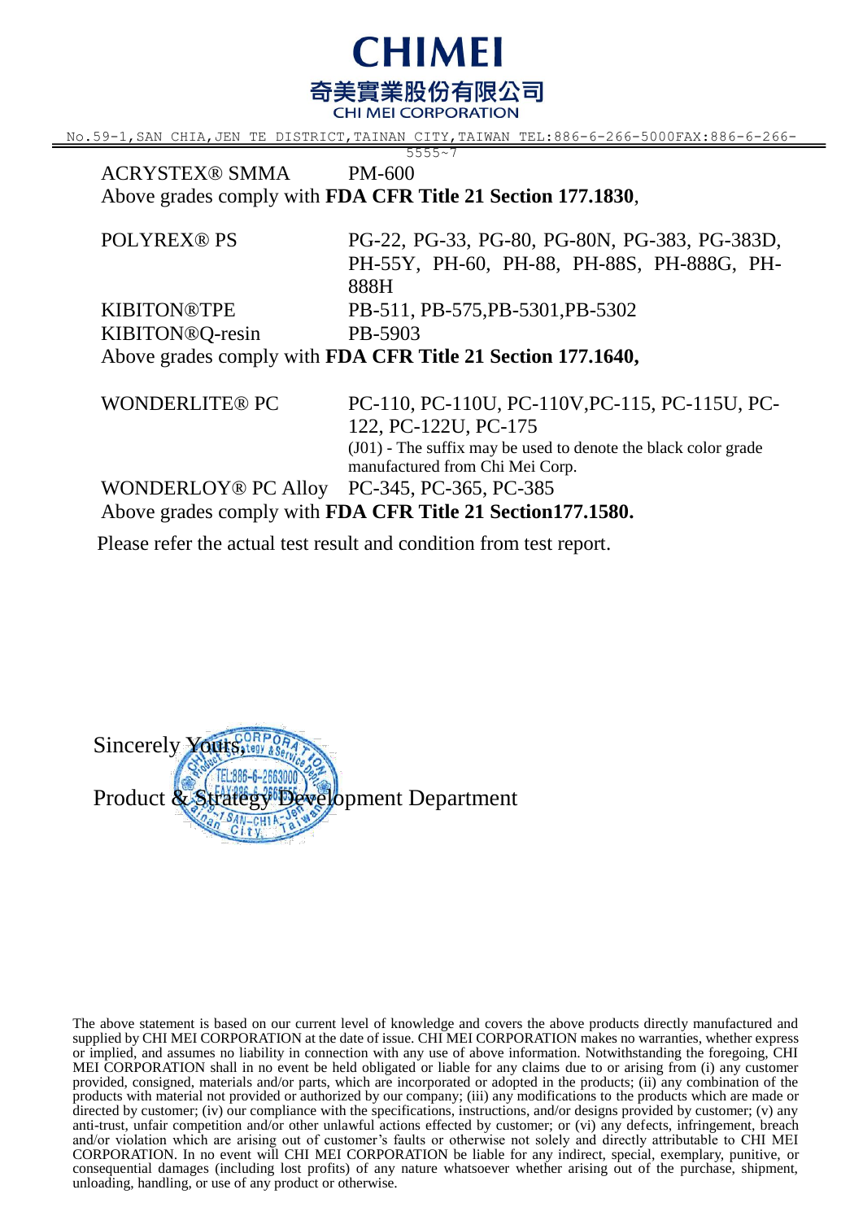ACRYSTEX® SMMA PM-600

Above grades comply with **FDA CFR Title 21 Section 177.1830**,

| | |
|---|---|
| POLYREX® PS | PG-22, PG-33, PG-80, PG-80N, PG-383, PG-383D, PH-55Y, PH-60, PH-88, PH-88S, PH-888G, PH-888H |
| KIBITON®TPE | PB-511, PB-575,PB-5301,PB-5302 |
| KIBITON®Q-resin | PB-5903 |

Above grades comply with **FDA CFR Title 21 Section 177.1640,**

| | |
|---|---|
| WONDERLITE® PC | PC-110, PC-110U, PC-110V,PC-115, PC-115U, PC-122, PC-122U, PC-175<br>(J01) - The suffix may be used to denote the black color grade manufactured from Chi Mei Corp. |
| WONDERLOY® PC Alloy | PC-345, PC-365, PC-385 |

Above grades comply with **FDA CFR Title 21 Section177.1580.**

Please refer the actual test result and condition from test report.

Sincerely Yours,

Product & Strategy Development Department

The above statement is based on our current level of knowledge and covers the above products directly manufactured and supplied by CHI MEI CORPORATION at the date of issue. CHI MEI CORPORATION makes no warranties, whether express or implied, and assumes no liability in connection with any use of above information. Notwithstanding the foregoing, CHI MEI CORPORATION shall in no event be held obligated or liable for any claims due to or arising from (i) any customer provided, consigned, materials and/or parts, which are incorporated or adopted in the products; (ii) any combination of the products with material not provided or authorized by our company; (iii) any modifications to the products which are made or directed by customer; (iv) our compliance with the specifications, instructions, and/or designs provided by customer; (v) any anti-trust, unfair competition and/or other unlawful actions effected by customer; or (vi) any defects, infringement, breach and/or violation which are arising out of customer's faults or otherwise not solely and directly attributable to CHI MEI CORPORATION. In no event will CHI MEI CORPORATION be liable for any indirect, special, exemplary, punitive, or consequential damages (including lost profits) of any nature whatsoever whether arising out of the purchase, shipment, unloading, handling, or use of any product or otherwise.